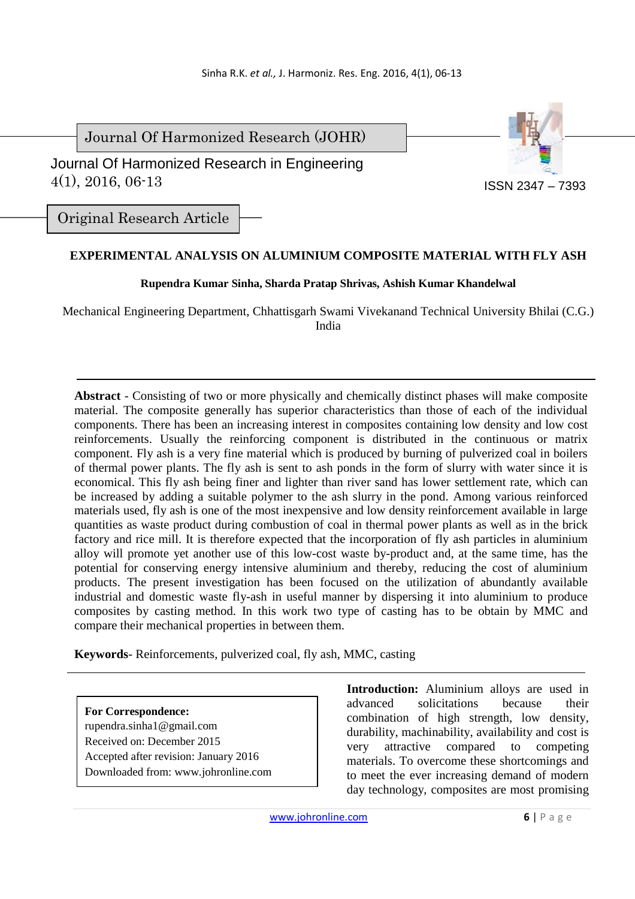Journal Of Harmonized Research (JOHR)

Journal Of Harmonized Research in Engineering
4(1), 2016, 06-13

ISSN 2347 – 7393

Original Research Article

# EXPERIMENTAL ANALYSIS ON ALUMINIUM COMPOSITE MATERIAL WITH FLY ASH

**Rupendra Kumar Sinha, Sharda Pratap Shrivas, Ashish Kumar Khandelwal**

Mechanical Engineering Department, Chhattisgarh Swami Vivekanand Technical University Bhilai (C.G.) India

**Abstract** - Consisting of two or more physically and chemically distinct phases will make composite material. The composite generally has superior characteristics than those of each of the individual components. There has been an increasing interest in composites containing low density and low cost reinforcements. Usually the reinforcing component is distributed in the continuous or matrix component. Fly ash is a very fine material which is produced by burning of pulverized coal in boilers of thermal power plants. The fly ash is sent to ash ponds in the form of slurry with water since it is economical. This fly ash being finer and lighter than river sand has lower settlement rate, which can be increased by adding a suitable polymer to the ash slurry in the pond. Among various reinforced materials used, fly ash is one of the most inexpensive and low density reinforcement available in large quantities as waste product during combustion of coal in thermal power plants as well as in the brick factory and rice mill. It is therefore expected that the incorporation of fly ash particles in aluminium alloy will promote yet another use of this low-cost waste by-product and, at the same time, has the potential for conserving energy intensive aluminium and thereby, reducing the cost of aluminium products. The present investigation has been focused on the utilization of abundantly available industrial and domestic waste fly-ash in useful manner by dispersing it into aluminium to produce composites by casting method. In this work two type of casting has to be obtain by MMC and compare their mechanical properties in between them.

**Keywords**- Reinforcements, pulverized coal, fly ash, MMC, casting

**For Correspondence:**
rupendra.sinha1@gmail.com
Received on: December 2015
Accepted after revision: January 2016
Downloaded from: www.johronline.com

**Introduction:** Aluminium alloys are used in advanced solicitations because their combination of high strength, low density, durability, machinability, availability and cost is very attractive compared to competing materials. To overcome these shortcomings and to meet the ever increasing demand of modern day technology, composites are most promising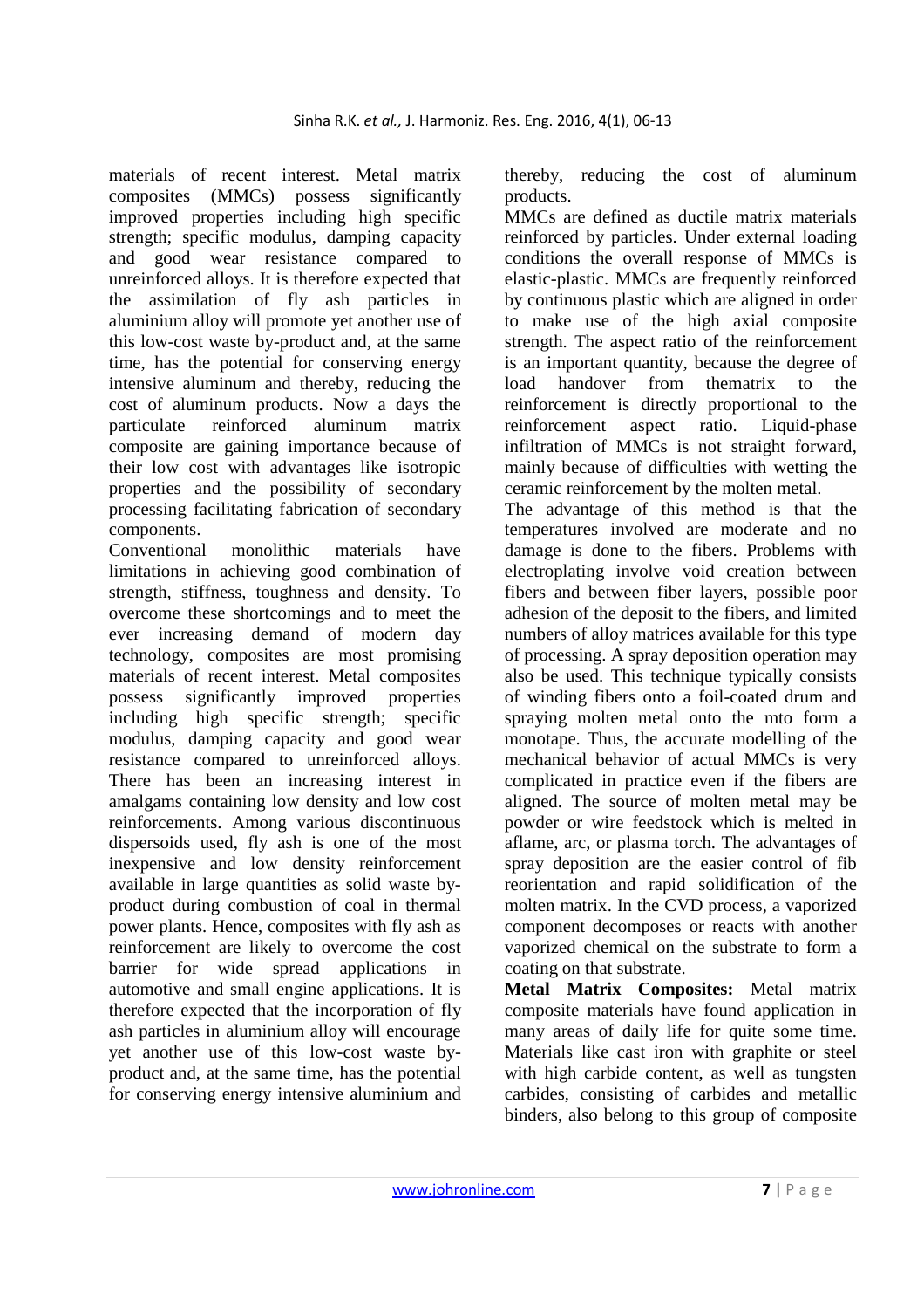materials of recent interest. Metal matrix composites (MMCs) possess significantly improved properties including high specific strength; specific modulus, damping capacity and good wear resistance compared to unreinforced alloys. It is therefore expected that the assimilation of fly ash particles in aluminium alloy will promote yet another use of this low-cost waste by-product and, at the same time, has the potential for conserving energy intensive aluminum and thereby, reducing the cost of aluminum products. Now a days the particulate reinforced aluminum matrix composite are gaining importance because of their low cost with advantages like isotropic properties and the possibility of secondary processing facilitating fabrication of secondary components.

Conventional monolithic materials have limitations in achieving good combination of strength, stiffness, toughness and density. To overcome these shortcomings and to meet the ever increasing demand of modern day technology, composites are most promising materials of recent interest. Metal composites possess significantly improved properties including high specific strength; specific modulus, damping capacity and good wear resistance compared to unreinforced alloys. There has been an increasing interest in amalgams containing low density and low cost reinforcements. Among various discontinuous dispersoids used, fly ash is one of the most inexpensive and low density reinforcement available in large quantities as solid waste by-product during combustion of coal in thermal power plants. Hence, composites with fly ash as reinforcement are likely to overcome the cost barrier for wide spread applications in automotive and small engine applications. It is therefore expected that the incorporation of fly ash particles in aluminium alloy will encourage yet another use of this low-cost waste by-product and, at the same time, has the potential for conserving energy intensive aluminium and thereby, reducing the cost of aluminum products.

MMCs are defined as ductile matrix materials reinforced by particles. Under external loading conditions the overall response of MMCs is elastic-plastic. MMCs are frequently reinforced by continuous plastic which are aligned in order to make use of the high axial composite strength. The aspect ratio of the reinforcement is an important quantity, because the degree of load handover from thematrix to the reinforcement is directly proportional to the reinforcement aspect ratio. Liquid-phase infiltration of MMCs is not straight forward, mainly because of difficulties with wetting the ceramic reinforcement by the molten metal.

The advantage of this method is that the temperatures involved are moderate and no damage is done to the fibers. Problems with electroplating involve void creation between fibers and between fiber layers, possible poor adhesion of the deposit to the fibers, and limited numbers of alloy matrices available for this type of processing. A spray deposition operation may also be used. This technique typically consists of winding fibers onto a foil-coated drum and spraying molten metal onto the mto form a monotape. Thus, the accurate modelling of the mechanical behavior of actual MMCs is very complicated in practice even if the fibers are aligned. The source of molten metal may be powder or wire feedstock which is melted in aflame, arc, or plasma torch. The advantages of spray deposition are the easier control of fib reorientation and rapid solidification of the molten matrix. In the CVD process, a vaporized component decomposes or reacts with another vaporized chemical on the substrate to form a coating on that substrate.

**Metal Matrix Composites:** Metal matrix composite materials have found application in many areas of daily life for quite some time. Materials like cast iron with graphite or steel with high carbide content, as well as tungsten carbides, consisting of carbides and metallic binders, also belong to this group of composite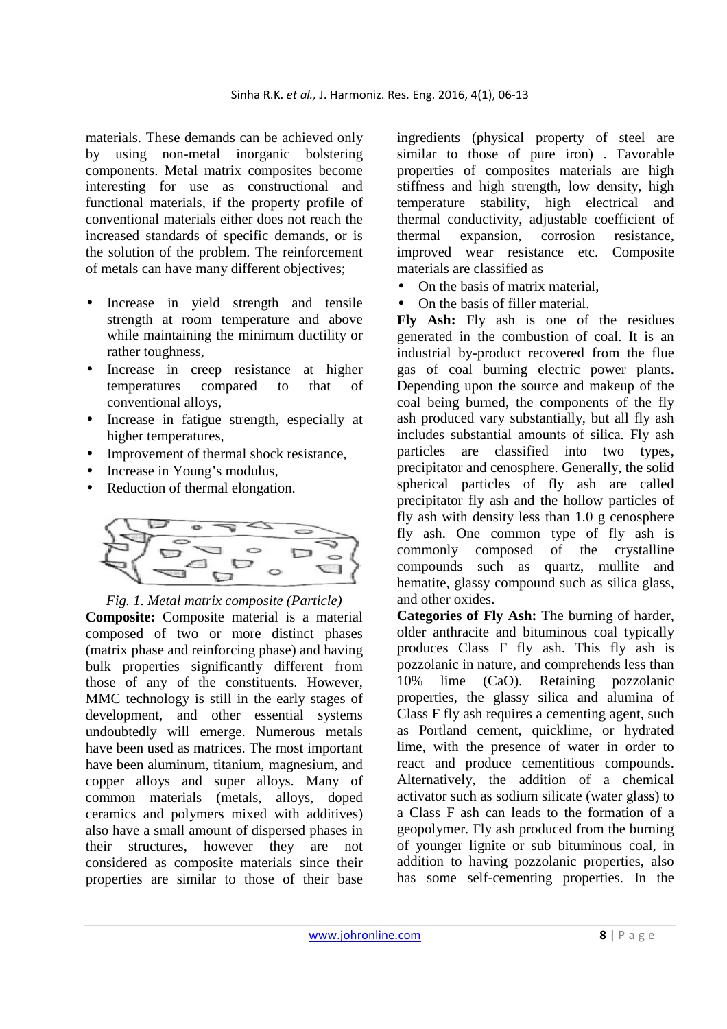materials. These demands can be achieved only by using non-metal inorganic bolstering components. Metal matrix composites become interesting for use as constructional and functional materials, if the property profile of conventional materials either does not reach the increased standards of specific demands, or is the solution of the problem. The reinforcement of metals can have many different objectives;

- Increase in yield strength and tensile strength at room temperature and above while maintaining the minimum ductility or rather toughness,
- Increase in creep resistance at higher temperatures compared to that of conventional alloys,
- Increase in fatigue strength, especially at higher temperatures,
- Improvement of thermal shock resistance,
- Increase in Young's modulus,
- Reduction of thermal elongation.

*Fig. 1. Metal matrix composite (Particle)*

**Composite:** Composite material is a material composed of two or more distinct phases (matrix phase and reinforcing phase) and having bulk properties significantly different from those of any of the constituents. However, MMC technology is still in the early stages of development, and other essential systems undoubtedly will emerge. Numerous metals have been used as matrices. The most important have been aluminum, titanium, magnesium, and copper alloys and super alloys. Many of common materials (metals, alloys, doped ceramics and polymers mixed with additives) also have a small amount of dispersed phases in their structures, however they are not considered as composite materials since their properties are similar to those of their base ingredients (physical property of steel are similar to those of pure iron) . Favorable properties of composites materials are high stiffness and high strength, low density, high temperature stability, high electrical and thermal conductivity, adjustable coefficient of thermal expansion, corrosion resistance, improved wear resistance etc. Composite materials are classified as

- On the basis of matrix material,
- On the basis of filler material.

**Fly Ash:** Fly ash is one of the residues generated in the combustion of coal. It is an industrial by-product recovered from the flue gas of coal burning electric power plants. Depending upon the source and makeup of the coal being burned, the components of the fly ash produced vary substantially, but all fly ash includes substantial amounts of silica. Fly ash particles are classified into two types, precipitator and cenosphere. Generally, the solid spherical particles of fly ash are called precipitator fly ash and the hollow particles of fly ash with density less than 1.0 g cenosphere fly ash. One common type of fly ash is commonly composed of the crystalline compounds such as quartz, mullite and hematite, glassy compound such as silica glass, and other oxides.

**Categories of Fly Ash:** The burning of harder, older anthracite and bituminous coal typically produces Class F fly ash. This fly ash is pozzolanic in nature, and comprehends less than 10% lime (CaO). Retaining pozzolanic properties, the glassy silica and alumina of Class F fly ash requires a cementing agent, such as Portland cement, quicklime, or hydrated lime, with the presence of water in order to react and produce cementitious compounds. Alternatively, the addition of a chemical activator such as sodium silicate (water glass) to a Class F ash can leads to the formation of a geopolymer. Fly ash produced from the burning of younger lignite or sub bituminous coal, in addition to having pozzolanic properties, also has some self-cementing properties. In the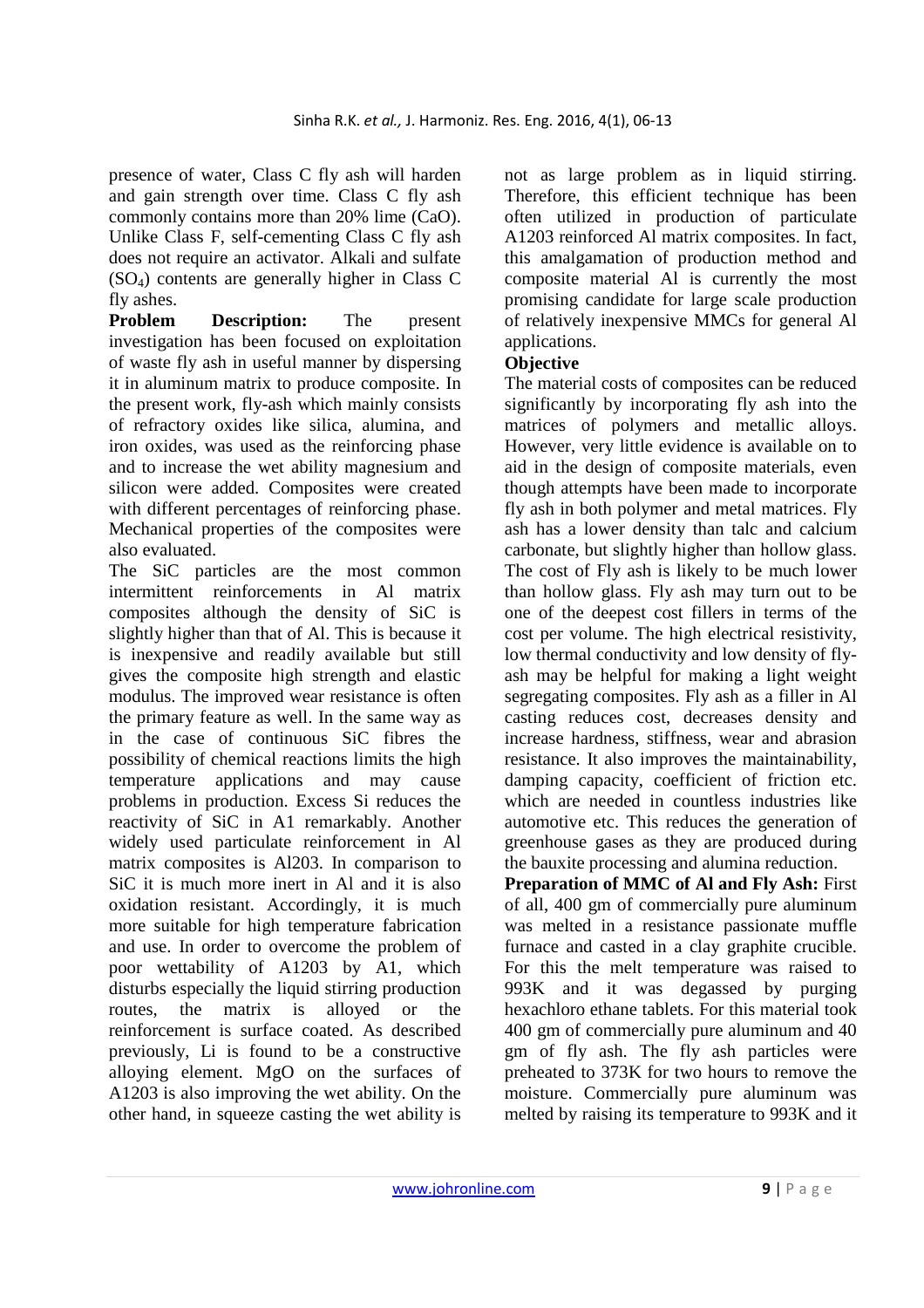presence of water, Class C fly ash will harden and gain strength over time. Class C fly ash commonly contains more than 20% lime (CaO). Unlike Class F, self-cementing Class C fly ash does not require an activator. Alkali and sulfate ($SO_4$) contents are generally higher in Class C fly ashes.

**Problem Description:** The present investigation has been focused on exploitation of waste fly ash in useful manner by dispersing it in aluminum matrix to produce composite. In the present work, fly-ash which mainly consists of refractory oxides like silica, alumina, and iron oxides, was used as the reinforcing phase and to increase the wet ability magnesium and silicon were added. Composites were created with different percentages of reinforcing phase. Mechanical properties of the composites were also evaluated.

The SiC particles are the most common intermittent reinforcements in Al matrix composites although the density of SiC is slightly higher than that of Al. This is because it is inexpensive and readily available but still gives the composite high strength and elastic modulus. The improved wear resistance is often the primary feature as well. In the same way as in the case of continuous SiC fibres the possibility of chemical reactions limits the high temperature applications and may cause problems in production. Excess Si reduces the reactivity of SiC in A1 remarkably. Another widely used particulate reinforcement in Al matrix composites is Al203. In comparison to SiC it is much more inert in Al and it is also oxidation resistant. Accordingly, it is much more suitable for high temperature fabrication and use. In order to overcome the problem of poor wettability of A1203 by A1, which disturbs especially the liquid stirring production routes, the matrix is alloyed or the reinforcement is surface coated. As described previously, Li is found to be a constructive alloying element. MgO on the surfaces of A1203 is also improving the wet ability. On the other hand, in squeeze casting the wet ability is not as large problem as in liquid stirring. Therefore, this efficient technique has been often utilized in production of particulate A1203 reinforced Al matrix composites. In fact, this amalgamation of production method and composite material Al is currently the most promising candidate for large scale production of relatively inexpensive MMCs for general Al applications.

**Objective**

The material costs of composites can be reduced significantly by incorporating fly ash into the matrices of polymers and metallic alloys. However, very little evidence is available on to aid in the design of composite materials, even though attempts have been made to incorporate fly ash in both polymer and metal matrices. Fly ash has a lower density than talc and calcium carbonate, but slightly higher than hollow glass. The cost of Fly ash is likely to be much lower than hollow glass. Fly ash may turn out to be one of the deepest cost fillers in terms of the cost per volume. The high electrical resistivity, low thermal conductivity and low density of fly-ash may be helpful for making a light weight segregating composites. Fly ash as a filler in Al casting reduces cost, decreases density and increase hardness, stiffness, wear and abrasion resistance. It also improves the maintainability, damping capacity, coefficient of friction etc. which are needed in countless industries like automotive etc. This reduces the generation of greenhouse gases as they are produced during the bauxite processing and alumina reduction.

**Preparation of MMC of Al and Fly Ash:** First of all, 400 gm of commercially pure aluminum was melted in a resistance passionate muffle furnace and casted in a clay graphite crucible. For this the melt temperature was raised to 993K and it was degassed by purging hexachloro ethane tablets. For this material took 400 gm of commercially pure aluminum and 40 gm of fly ash. The fly ash particles were preheated to 373K for two hours to remove the moisture. Commercially pure aluminum was melted by raising its temperature to 993K and it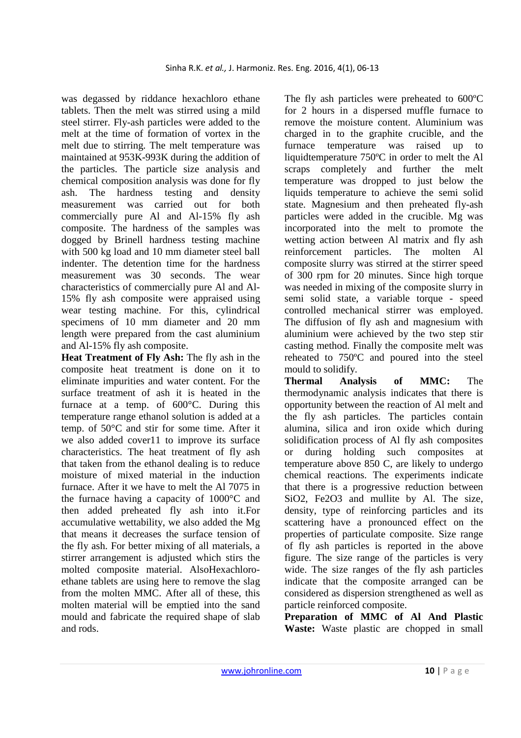was degassed by riddance hexachloro ethane tablets. Then the melt was stirred using a mild steel stirrer. Fly-ash particles were added to the melt at the time of formation of vortex in the melt due to stirring. The melt temperature was maintained at 953K-993K during the addition of the particles. The particle size analysis and chemical composition analysis was done for fly ash. The hardness testing and density measurement was carried out for both commercially pure Al and Al-15% fly ash composite. The hardness of the samples was dogged by Brinell hardness testing machine with 500 kg load and 10 mm diameter steel ball indenter. The detention time for the hardness measurement was 30 seconds. The wear characteristics of commercially pure Al and Al-15% fly ash composite were appraised using wear testing machine. For this, cylindrical specimens of 10 mm diameter and 20 mm length were prepared from the cast aluminium and Al-15% fly ash composite.

**Heat Treatment of Fly Ash:** The fly ash in the composite heat treatment is done on it to eliminate impurities and water content. For the surface treatment of ash it is heated in the furnace at a temp. of 600°C. During this temperature range ethanol solution is added at a temp. of 50°C and stir for some time. After it we also added cover11 to improve its surface characteristics. The heat treatment of fly ash that taken from the ethanol dealing is to reduce moisture of mixed material in the induction furnace. After it we have to melt the Al 7075 in the furnace having a capacity of 1000°C and then added preheated fly ash into it.For accumulative wettability, we also added the Mg that means it decreases the surface tension of the fly ash. For better mixing of all materials, a stirrer arrangement is adjusted which stirs the molted composite material. AlsoHexachloro-ethane tablets are using here to remove the slag from the molten MMC. After all of these, this molten material will be emptied into the sand mould and fabricate the required shape of slab and rods.

The fly ash particles were preheated to 600ºC for 2 hours in a dispersed muffle furnace to remove the moisture content. Aluminium was charged in to the graphite crucible, and the furnace temperature was raised up to liquidtemperature 750ºC in order to melt the Al scraps completely and further the melt temperature was dropped to just below the liquids temperature to achieve the semi solid state. Magnesium and then preheated fly-ash particles were added in the crucible. Mg was incorporated into the melt to promote the wetting action between Al matrix and fly ash reinforcement particles. The molten Al composite slurry was stirred at the stirrer speed of 300 rpm for 20 minutes. Since high torque was needed in mixing of the composite slurry in semi solid state, a variable torque - speed controlled mechanical stirrer was employed. The diffusion of fly ash and magnesium with aluminium were achieved by the two step stir casting method. Finally the composite melt was reheated to 750ºC and poured into the steel mould to solidify.

**Thermal Analysis of MMC:** The thermodynamic analysis indicates that there is opportunity between the reaction of Al melt and the fly ash particles. The particles contain alumina, silica and iron oxide which during solidification process of Al fly ash composites or during holding such composites at temperature above 850 C, are likely to undergo chemical reactions. The experiments indicate that there is a progressive reduction between $SiO_2$, $Fe_2O_3$ and mullite by Al. The size, density, type of reinforcing particles and its scattering have a pronounced effect on the properties of particulate composite. Size range of fly ash particles is reported in the above figure. The size range of the particles is very wide. The size ranges of the fly ash particles indicate that the composite arranged can be considered as dispersion strengthened as well as particle reinforced composite.

**Preparation of MMC of Al And Plastic Waste:** Waste plastic are chopped in small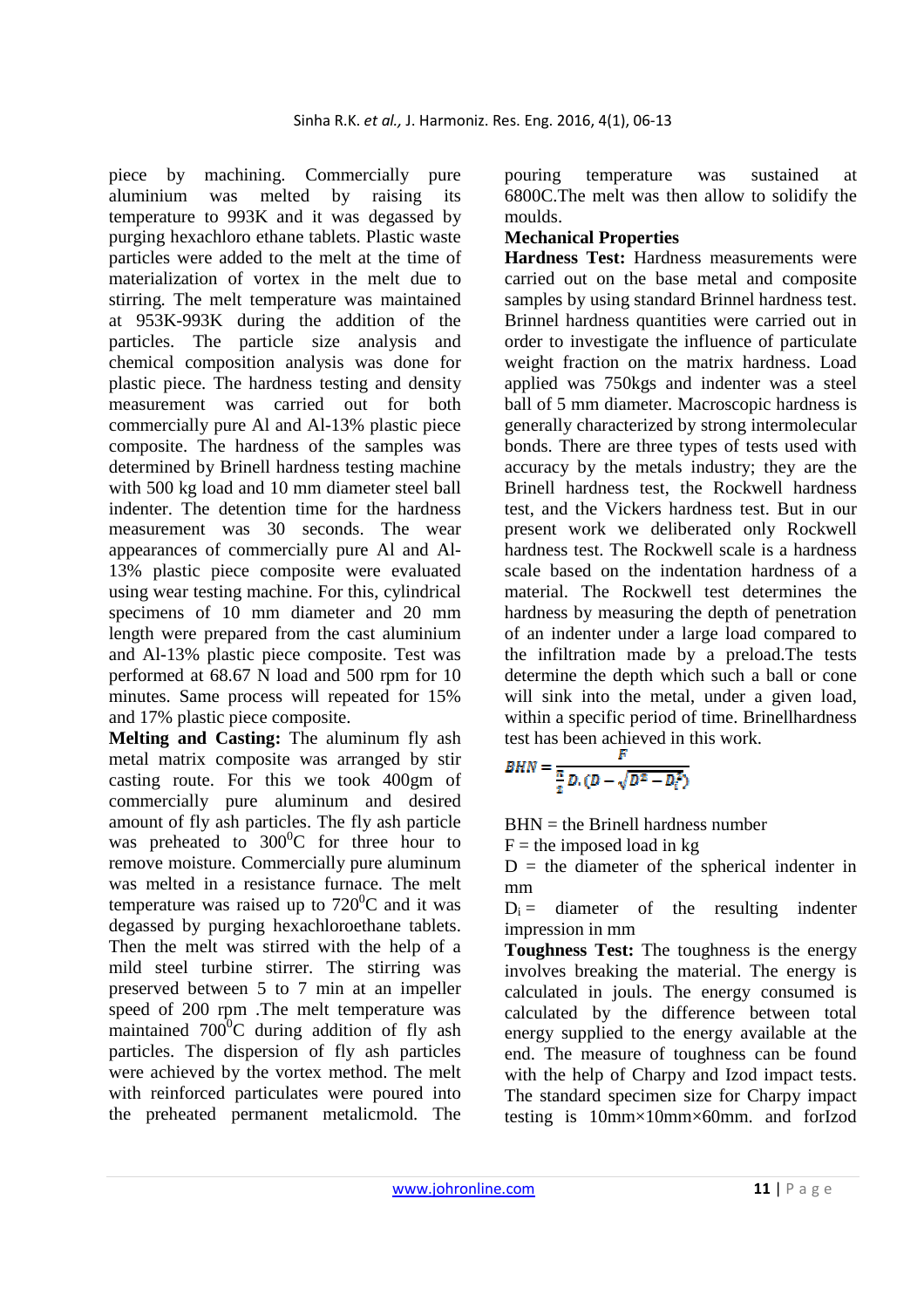piece by machining. Commercially pure aluminium was melted by raising its temperature to 993K and it was degassed by purging hexachloro ethane tablets. Plastic waste particles were added to the melt at the time of materialization of vortex in the melt due to stirring. The melt temperature was maintained at 953K-993K during the addition of the particles. The particle size analysis and chemical composition analysis was done for plastic piece. The hardness testing and density measurement was carried out for both commercially pure Al and Al-13% plastic piece composite. The hardness of the samples was determined by Brinell hardness testing machine with 500 kg load and 10 mm diameter steel ball indenter. The detention time for the hardness measurement was 30 seconds. The wear appearances of commercially pure Al and Al-13% plastic piece composite were evaluated using wear testing machine. For this, cylindrical specimens of 10 mm diameter and 20 mm length were prepared from the cast aluminium and Al-13% plastic piece composite. Test was performed at 68.67 N load and 500 rpm for 10 minutes. Same process will repeated for 15% and 17% plastic piece composite.

**Melting and Casting:** The aluminum fly ash metal matrix composite was arranged by stir casting route. For this we took 400gm of commercially pure aluminum and desired amount of fly ash particles. The fly ash particle was preheated to $300^0$C for three hour to remove moisture. Commercially pure aluminum was melted in a resistance furnace. The melt temperature was raised up to $720^0$C and it was degassed by purging hexachloroethane tablets. Then the melt was stirred with the help of a mild steel turbine stirrer. The stirring was preserved between 5 to 7 min at an impeller speed of 200 rpm .The melt temperature was maintained $700^0$C during addition of fly ash particles. The dispersion of fly ash particles were achieved by the vortex method. The melt with reinforced particulates were poured into the preheated permanent metalicmold. The pouring temperature was sustained at 6800C.The melt was then allow to solidify the moulds.

## Mechanical Properties

**Hardness Test:** Hardness measurements were carried out on the base metal and composite samples by using standard Brinnel hardness test. Brinnel hardness quantities were carried out in order to investigate the influence of particulate weight fraction on the matrix hardness. Load applied was 750kgs and indenter was a steel ball of 5 mm diameter. Macroscopic hardness is generally characterized by strong intermolecular bonds. There are three types of tests used with accuracy by the metals industry; they are the Brinell hardness test, the Rockwell hardness test, and the Vickers hardness test. But in our present work we deliberated only Rockwell hardness test. The Rockwell scale is a hardness scale based on the indentation hardness of a material. The Rockwell test determines the hardness by measuring the depth of penetration of an indenter under a large load compared to the infiltration made by a preload.The tests determine the depth which such a ball or cone will sink into the metal, under a given load, within a specific period of time. Brinellhardness test has been achieved in this work.

$$BHN = \frac{F}{\frac{\pi}{2} D.(D - \sqrt{D^2 - D_i^2})}$$

BHN = the Brinell hardness number

F = the imposed load in kg

D = the diameter of the spherical indenter in mm

$D_i$ = diameter of the resulting indenter impression in mm

**Toughness Test:** The toughness is the energy involves breaking the material. The energy is calculated in jouls. The energy consumed is calculated by the difference between total energy supplied to the energy available at the end. The measure of toughness can be found with the help of Charpy and Izod impact tests. The standard specimen size for Charpy impact testing is 10mm×10mm×60mm. and forIzod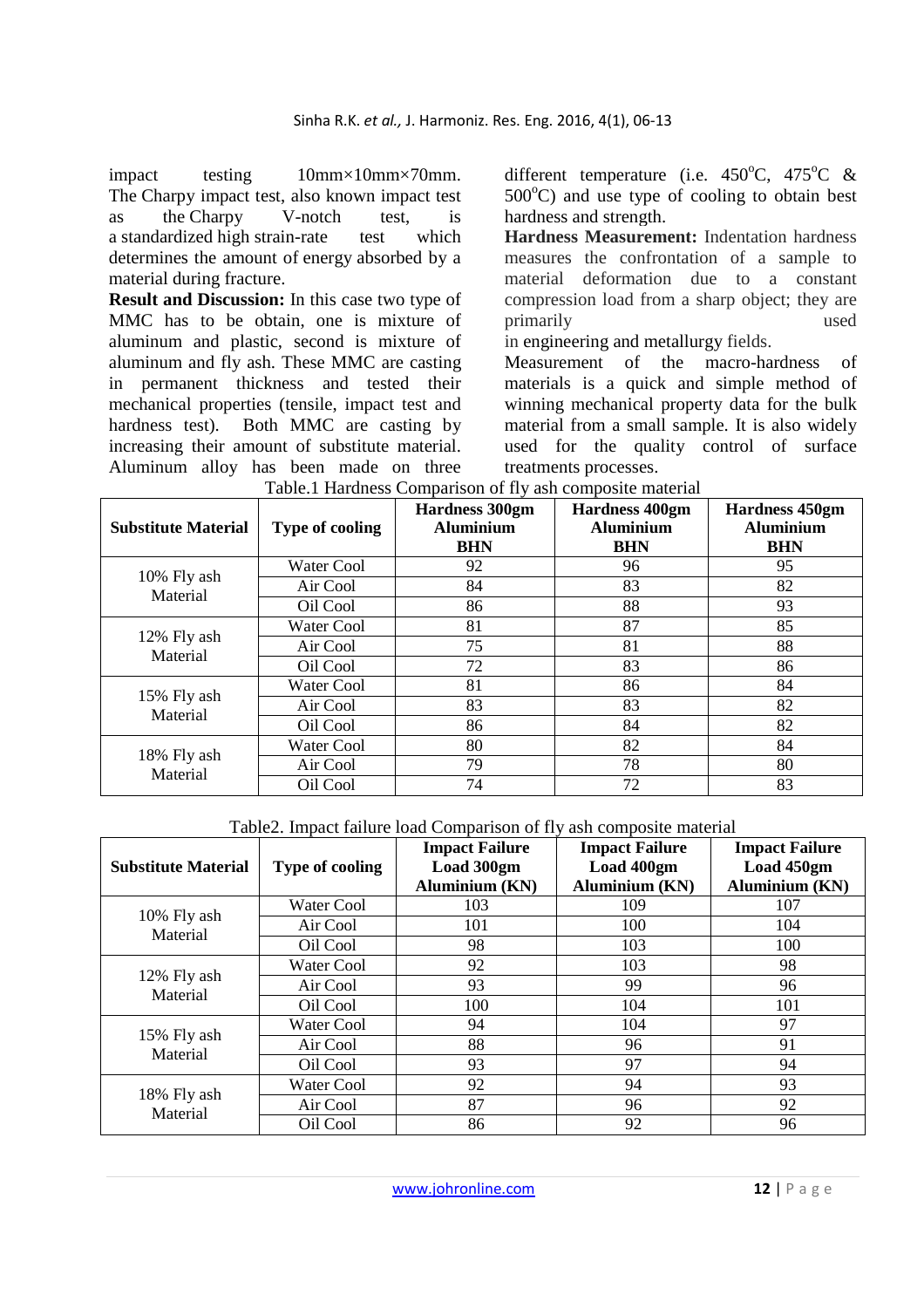impact testing 10mm×10mm×70mm. The Charpy impact test, also known impact test as the Charpy V-notch test, is a standardized high strain-rate test which determines the amount of energy absorbed by a material during fracture.

**Result and Discussion:** In this case two type of MMC has to be obtain, one is mixture of aluminum and plastic, second is mixture of aluminum and fly ash. These MMC are casting in permanent thickness and tested their mechanical properties (tensile, impact test and hardness test). Both MMC are casting by increasing their amount of substitute material. Aluminum alloy has been made on three different temperature (i.e. 450°C, 475°C & 500°C) and use type of cooling to obtain best hardness and strength.

**Hardness Measurement:** Indentation hardness measures the confrontation of a sample to material deformation due to a constant compression load from a sharp object; they are primarily used in engineering and metallurgy fields.

Measurement of the macro-hardness of materials is a quick and simple method of winning mechanical property data for the bulk material from a small sample. It is also widely used for the quality control of surface treatments processes.

Table.1 Hardness Comparison of fly ash composite material

| Substitute Material | Type of cooling | Hardness 300gm Aluminium BHN | Hardness 400gm Aluminium BHN | Hardness 450gm Aluminium BHN |
|---|---|---|---|---|
| 10% Fly ash Material | Water Cool | 92 | 96 | 95 |
| | Air Cool | 84 | 83 | 82 |
| | Oil Cool | 86 | 88 | 93 |
| 12% Fly ash Material | Water Cool | 81 | 87 | 85 |
| | Air Cool | 75 | 81 | 88 |
| | Oil Cool | 72 | 83 | 86 |
| 15% Fly ash Material | Water Cool | 81 | 86 | 84 |
| | Air Cool | 83 | 83 | 82 |
| | Oil Cool | 86 | 84 | 82 |
| 18% Fly ash Material | Water Cool | 80 | 82 | 84 |
| | Air Cool | 79 | 78 | 80 |
| | Oil Cool | 74 | 72 | 83 |

Table2. Impact failure load Comparison of fly ash composite material

| Substitute Material | Type of cooling | Impact Failure Load 300gm Aluminium (KN) | Impact Failure Load 400gm Aluminium (KN) | Impact Failure Load 450gm Aluminium (KN) |
|---|---|---|---|---|
| 10% Fly ash Material | Water Cool | 103 | 109 | 107 |
| | Air Cool | 101 | 100 | 104 |
| | Oil Cool | 98 | 103 | 100 |
| 12% Fly ash Material | Water Cool | 92 | 103 | 98 |
| | Air Cool | 93 | 99 | 96 |
| | Oil Cool | 100 | 104 | 101 |
| 15% Fly ash Material | Water Cool | 94 | 104 | 97 |
| | Air Cool | 88 | 96 | 91 |
| | Oil Cool | 93 | 97 | 94 |
| 18% Fly ash Material | Water Cool | 92 | 94 | 93 |
| | Air Cool | 87 | 96 | 92 |
| | Oil Cool | 86 | 92 | 96 |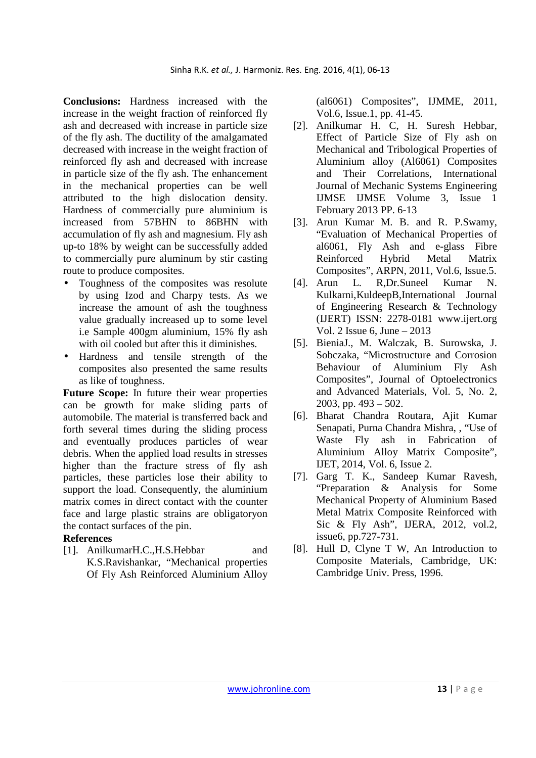**Conclusions:** Hardness increased with the increase in the weight fraction of reinforced fly ash and decreased with increase in particle size of the fly ash. The ductility of the amalgamated decreased with increase in the weight fraction of reinforced fly ash and decreased with increase in particle size of the fly ash. The enhancement in the mechanical properties can be well attributed to the high dislocation density. Hardness of commercially pure aluminium is increased from 57BHN to 86BHN with accumulation of fly ash and magnesium. Fly ash up-to 18% by weight can be successfully added to commercially pure aluminum by stir casting route to produce composites.

- Toughness of the composites was resolute by using Izod and Charpy tests. As we increase the amount of ash the toughness value gradually increased up to some level i.e Sample 400gm aluminium, 15% fly ash with oil cooled but after this it diminishes.
- Hardness and tensile strength of the composites also presented the same results as like of toughness.

**Future Scope:** In future their wear properties can be growth for make sliding parts of automobile. The material is transferred back and forth several times during the sliding process and eventually produces particles of wear debris. When the applied load results in stresses higher than the fracture stress of fly ash particles, these particles lose their ability to support the load. Consequently, the aluminium matrix comes in direct contact with the counter face and large plastic strains are obligatoryon the contact surfaces of the pin.

**References**

[1]. AnilkumarH.C.,H.S.Hebbar and K.S.Ravishankar, "Mechanical properties Of Fly Ash Reinforced Aluminium Alloy (al6061) Composites", IJMME, 2011, Vol.6, Issue.1, pp. 41-45.

[2]. Anilkumar H. C, H. Suresh Hebbar, Effect of Particle Size of Fly ash on Mechanical and Tribological Properties of Aluminium alloy (Al6061) Composites and Their Correlations, International Journal of Mechanic Systems Engineering IJMSE IJMSE Volume 3, Issue 1 February 2013 PP. 6-13

[3]. Arun Kumar M. B. and R. P.Swamy, "Evaluation of Mechanical Properties of al6061, Fly Ash and e-glass Fibre Reinforced Hybrid Metal Matrix Composites", ARPN, 2011, Vol.6, Issue.5.

[4]. Arun L. R,Dr.Suneel Kumar N. Kulkarni,KuldeepB,International Journal of Engineering Research & Technology (IJERT) ISSN: 2278-0181 www.ijert.org Vol. 2 Issue 6, June – 2013

[5]. BieniaJ., M. Walczak, B. Surowska, J. Sobczaka, "Microstructure and Corrosion Behaviour of Aluminium Fly Ash Composites", Journal of Optoelectronics and Advanced Materials, Vol. 5, No. 2, 2003, pp. 493 – 502.

[6]. Bharat Chandra Routara, Ajit Kumar Senapati, Purna Chandra Mishra, , "Use of Waste Fly ash in Fabrication of Aluminium Alloy Matrix Composite", IJET, 2014, Vol. 6, Issue 2.

[7]. Garg T. K., Sandeep Kumar Ravesh, "Preparation & Analysis for Some Mechanical Property of Aluminium Based Metal Matrix Composite Reinforced with Sic & Fly Ash", IJERA, 2012, vol.2, issue6, pp.727-731.

[8]. Hull D, Clyne T W, An Introduction to Composite Materials, Cambridge, UK: Cambridge Univ. Press, 1996.